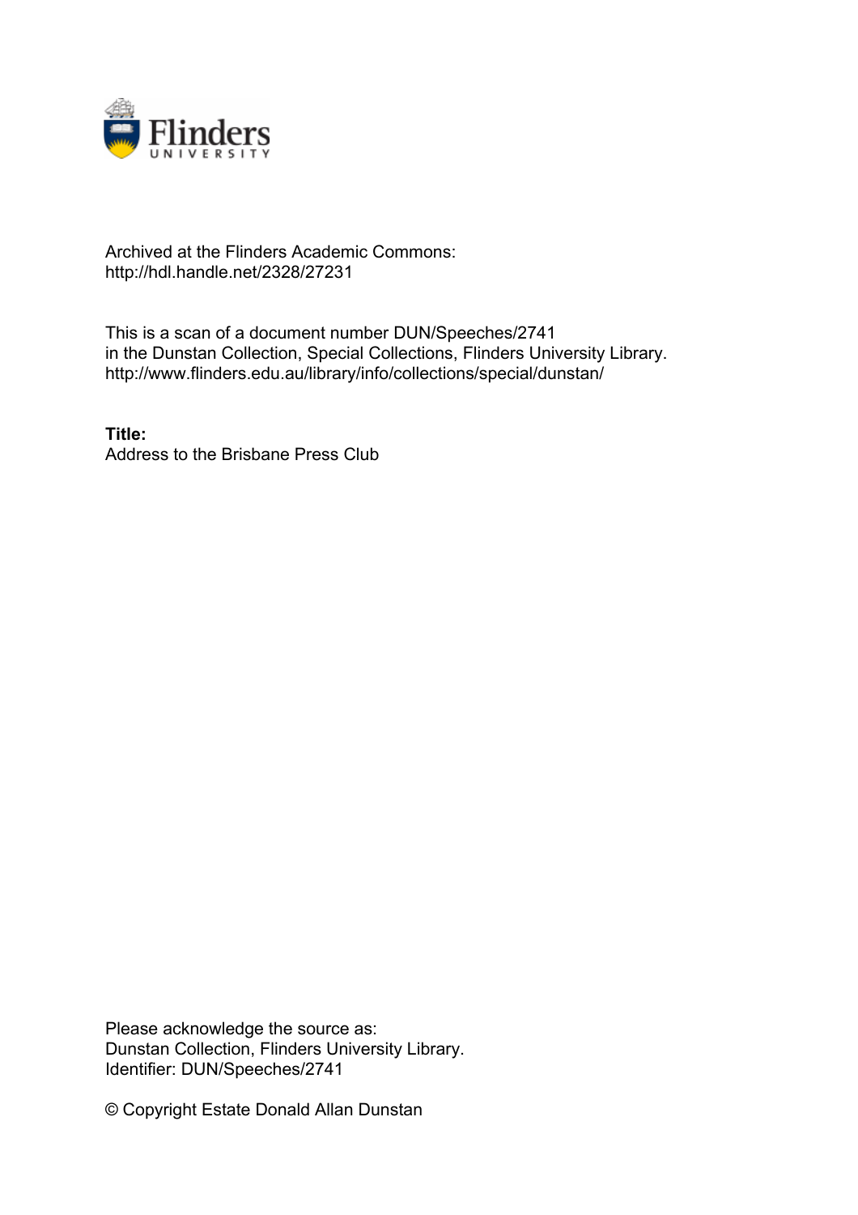Archived at the Flinders Academic Commons:
http://hdl.handle.net/2328/27231

This is a scan of a document number DUN/Speeches/2741
in the Dunstan Collection, Special Collections, Flinders University Library.
http://www.flinders.edu.au/library/info/collections/special/dunstan/

**Title:**
Address to the Brisbane Press Club

Please acknowledge the source as:
Dunstan Collection, Flinders University Library.
Identifier: DUN/Speeches/2741

© Copyright Estate Donald Allan Dunstan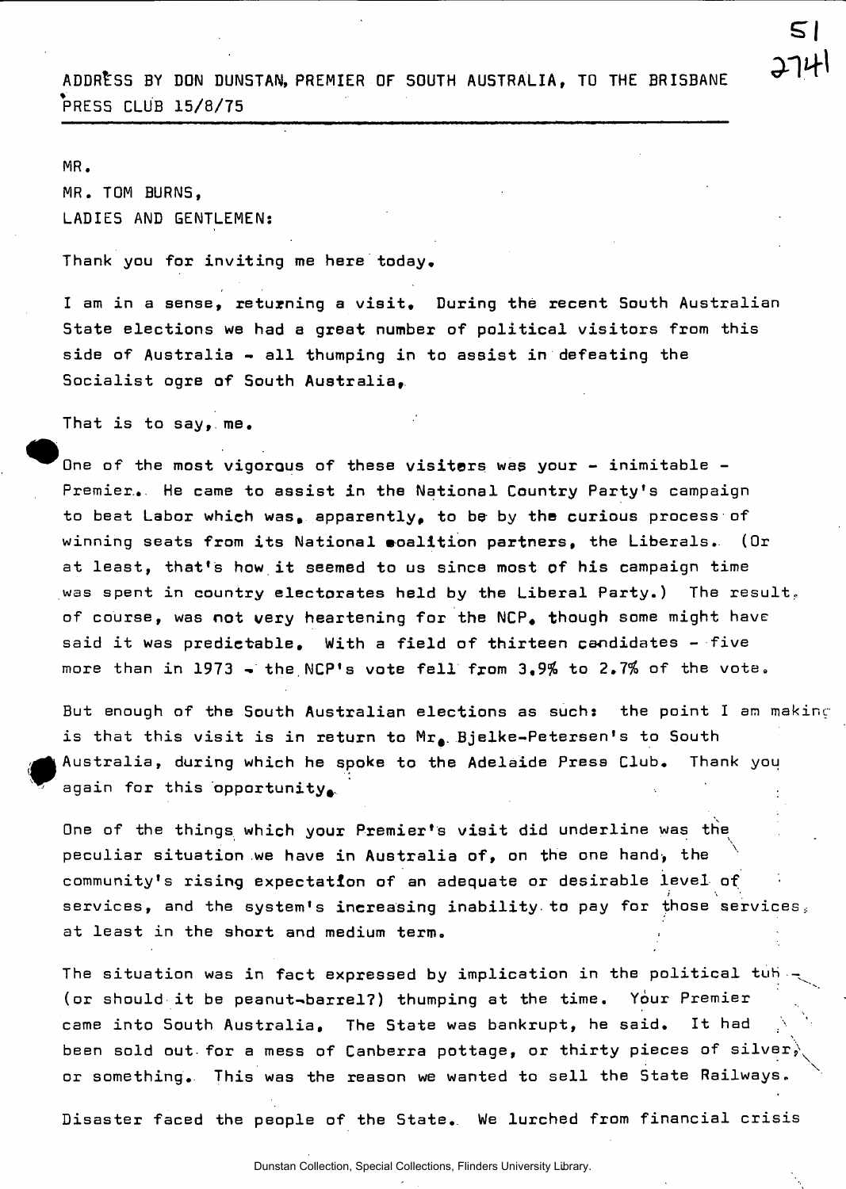ADDRESS BY DON DUNSTAN, PREMIER OF SOUTH AUSTRALIA, TO THE BRISBANE PRESS CLUB 15/8/75

MR.
MR. TOM BURNS,
LADIES AND GENTLEMEN:

Thank you for inviting me here today.

I am in a sense, returning a visit. During the recent South Australian State elections we had a great number of political visitors from this side of Australia - all thumping in to assist in defeating the Socialist ogre of South Australia.

That is to say, me.

One of the most vigorous of these visitors was your - inimitable - Premier. He came to assist in the National Country Party's campaign to beat Labor which was, apparently, to be by the curious process of winning seats from its National coalition partners, the Liberals. (Or at least, that's how it seemed to us since most of his campaign time was spent in country electorates held by the Liberal Party.) The result, of course, was not very heartening for the NCP, though some might have said it was predictable. With a field of thirteen candidates - five more than in 1973 - the NCP's vote fell from 3.9% to 2.7% of the vote.

But enough of the South Australian elections as such: the point I am making is that this visit is in return to Mr. Bjelke-Petersen's to South Australia, during which he spoke to the Adelaide Press Club. Thank you again for this opportunity.

One of the things which your Premier's visit did underline was the peculiar situation we have in Australia of, on the one hand, the community's rising expectation of an adequate or desirable level of services, and the system's increasing inability to pay for those services, at least in the short and medium term.

The situation was in fact expressed by implication in the political tub - (or should it be peanut-barrel?) thumping at the time. Your Premier came into South Australia. The State was bankrupt, he said. It had been sold out for a mess of Canberra pottage, or thirty pieces of silver, or something. This was the reason we wanted to sell the State Railways.

Disaster faced the people of the State. We lurched from financial crisis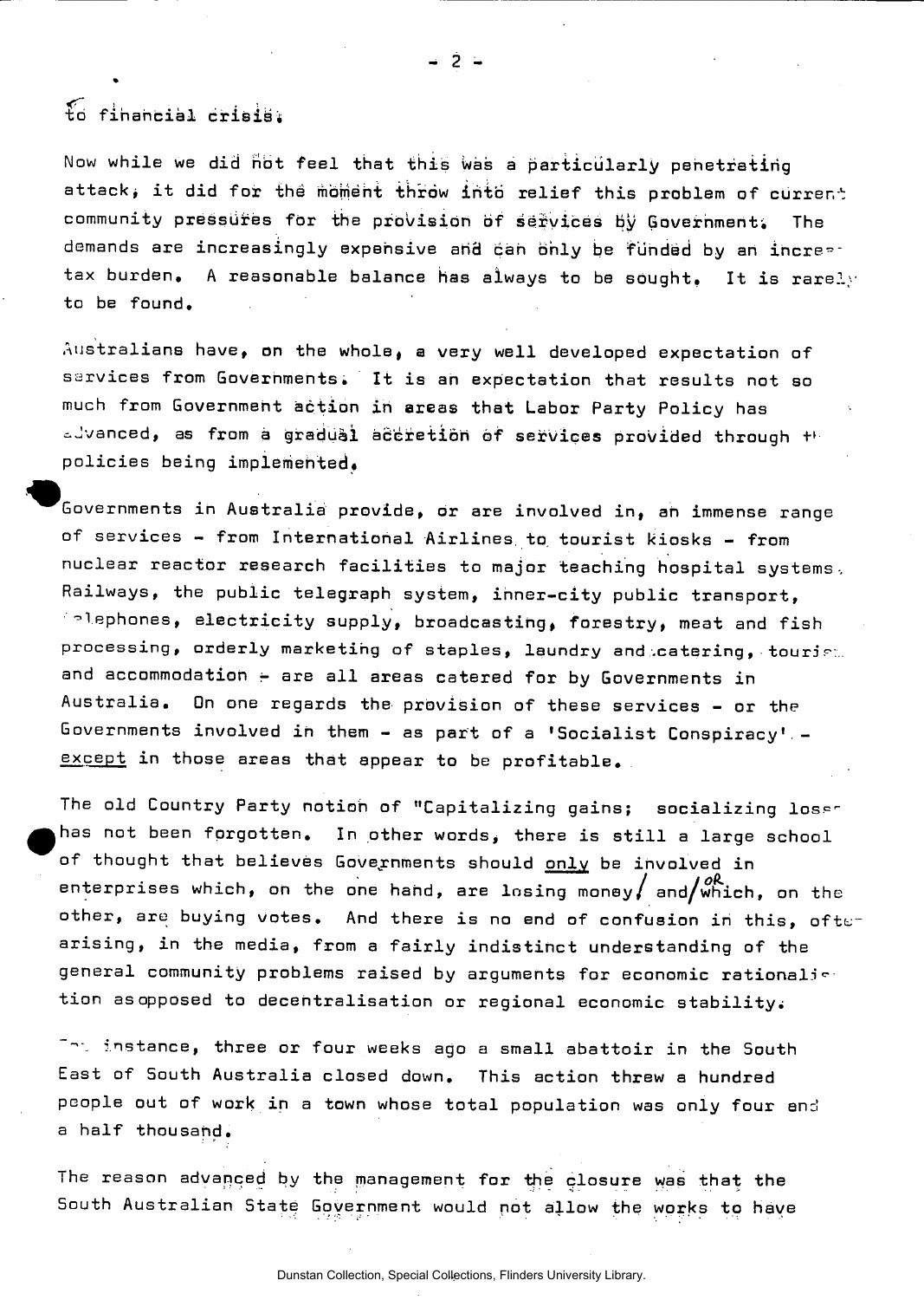to financial crisis.

Now while we did not feel that this was a particularly penetrating attack, it did for the moment throw into relief this problem of current community pressures for the provision of services by Government. The demands are increasingly expensive and can only be funded by an increa- tax burden. A reasonable balance has always to be sought. It is rarely to be found.

Australians have, on the whole, a very well developed expectation of services from Governments. It is an expectation that results not so much from Government action in areas that Labor Party Policy has advanced, as from a gradual accretion of services provided through th policies being implemented.

Governments in Australia provide, or are involved in, an immense range of services - from International Airlines to tourist kiosks - from nuclear reactor research facilities to major teaching hospital systems. Railways, the public telegraph system, inner-city public transport, telephones, electricity supply, broadcasting, forestry, meat and fish processing, orderly marketing of staples, laundry and catering, touris.. and accommodation - are all areas catered for by Governments in Australia. On one regards the provision of these services - or the Governments involved in them - as part of a 'Socialist Conspiracy' - except in those areas that appear to be profitable.

The old Country Party notion of "Capitalizing gains; socializing loss- has not been forgotten. In other words, there is still a large school of thought that believes Governments should only be involved in enterprises which, on the one hand, are losing money/ and/or which, on the other, are buying votes. And there is no end of confusion in this, ofte- arising, in the media, from a fairly indistinct understanding of the general community problems raised by arguments for economic rationalis- tion as opposed to decentralisation or regional economic stability.

For instance, three or four weeks ago a small abattoir in the South East of South Australia closed down. This action threw a hundred people out of work in a town whose total population was only four and a half thousand.

The reason advanced by the management for the closure was that the South Australian State Government would not allow the works to have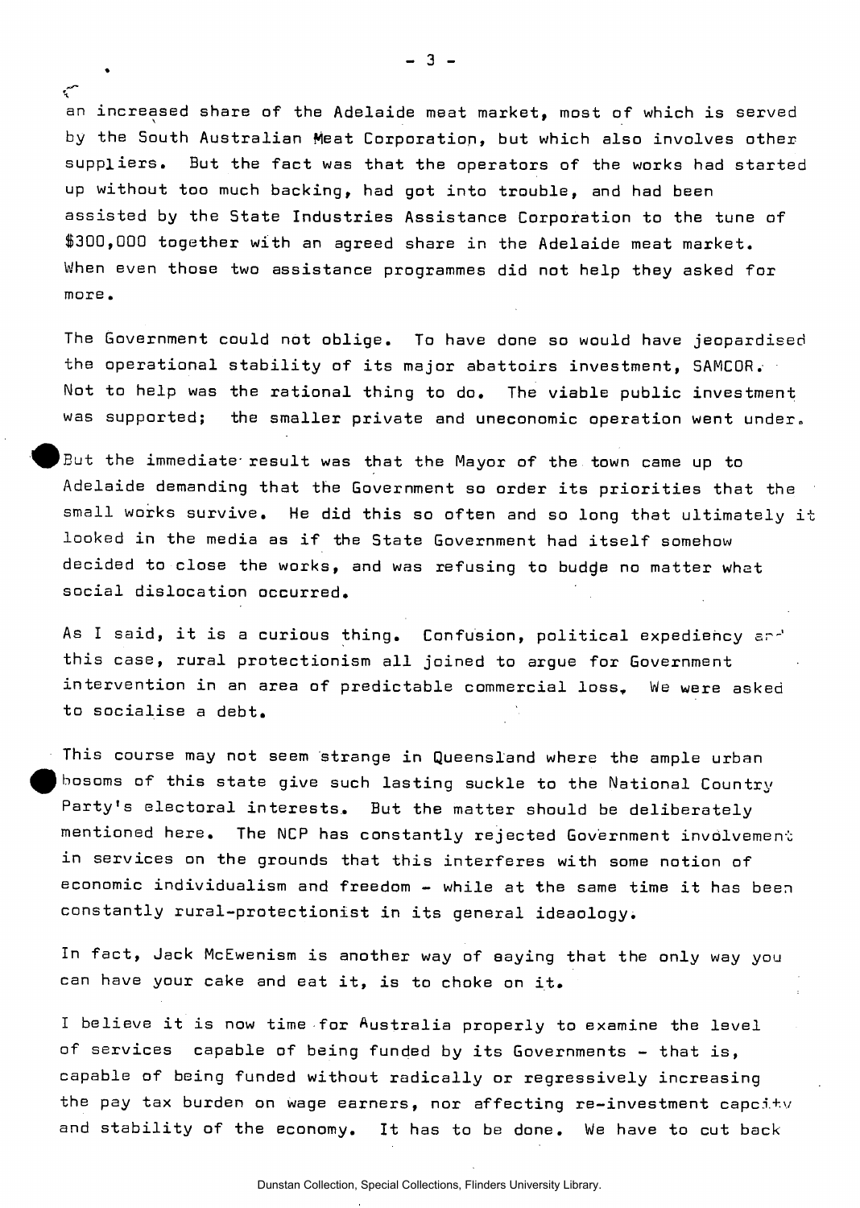an increased share of the Adelaide meat market, most of which is served by the South Australian Meat Corporation, but which also involves other suppliers. But the fact was that the operators of the works had started up without too much backing, had got into trouble, and had been assisted by the State Industries Assistance Corporation to the tune of $300,000 together with an agreed share in the Adelaide meat market. When even those two assistance programmes did not help they asked for more.

The Government could not oblige. To have done so would have jeopardised the operational stability of its major abattoirs investment, SAMCOR. Not to help was the rational thing to do. The viable public investment was supported; the smaller private and uneconomic operation went under.

But the immediate result was that the Mayor of the town came up to Adelaide demanding that the Government so order its priorities that the small works survive. He did this so often and so long that ultimately it looked in the media as if the State Government had itself somehow decided to close the works, and was refusing to budge no matter what social dislocation occurred.

As I said, it is a curious thing. Confusion, political expediency and this case, rural protectionism all joined to argue for Government intervention in an area of predictable commercial loss. We were asked to socialise a debt.

This course may not seem strange in Queensland where the ample urban bosoms of this state give such lasting suckle to the National Country Party's electoral interests. But the matter should be deliberately mentioned here. The NCP has constantly rejected Government involvement in services on the grounds that this interferes with some notion of economic individualism and freedom - while at the same time it has been constantly rural-protectionist in its general ideaology.

In fact, Jack McEwenism is another way of saying that the only way you can have your cake and eat it, is to choke on it.

I believe it is now time for Australia properly to examine the level of services capable of being funded by its Governments - that is, capable of being funded without radically or regressively increasing the pay tax burden on wage earners, nor affecting re-investment capcity and stability of the economy. It has to be done. We have to cut back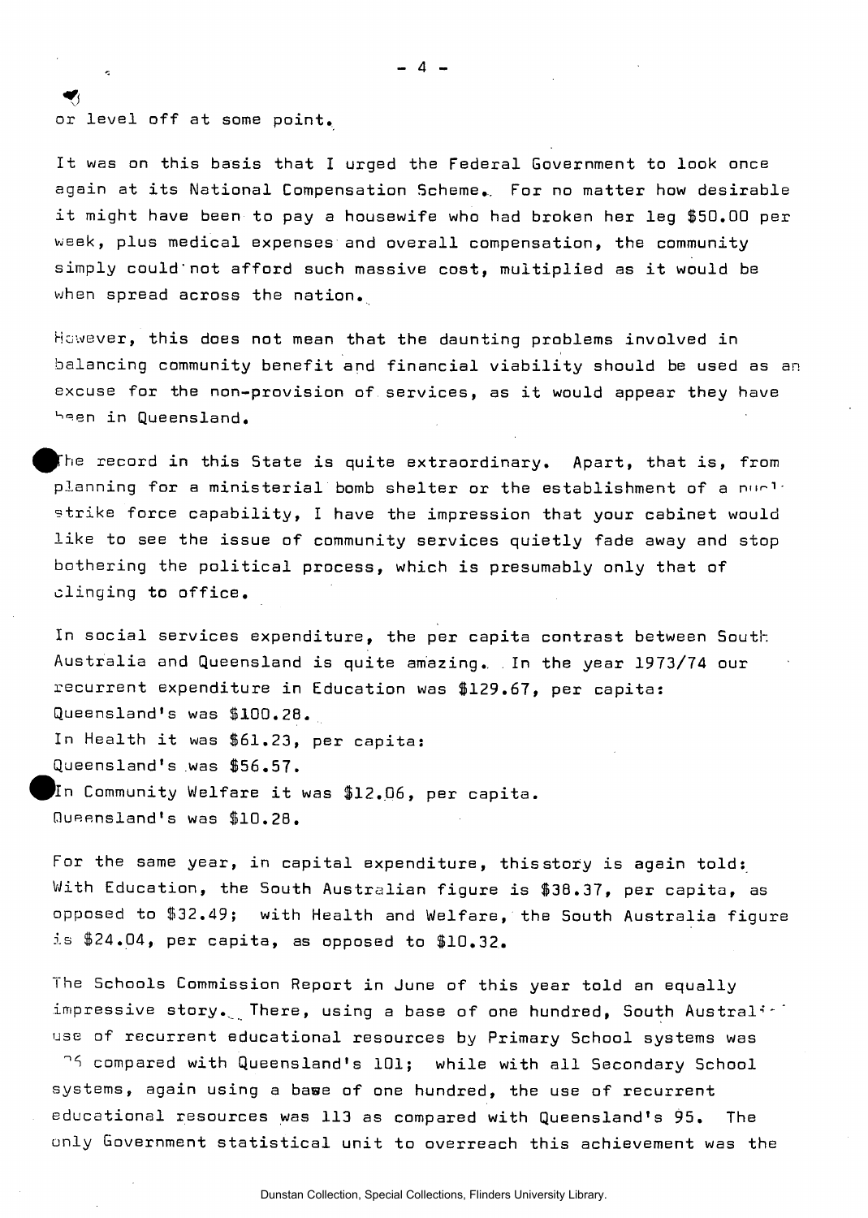or level off at some point.

It was on this basis that I urged the Federal Government to look once again at its National Compensation Scheme. For no matter how desirable it might have been to pay a housewife who had broken her leg $50.00 per week, plus medical expenses and overall compensation, the community simply could not afford such massive cost, multiplied as it would be when spread across the nation.

However, this does not mean that the daunting problems involved in balancing community benefit and financial viability should be used as an excuse for the non-provision of services, as it would appear they have been in Queensland.

The record in this State is quite extraordinary. Apart, that is, from planning for a ministerial bomb shelter or the establishment of a nucl strike force capability, I have the impression that your cabinet would like to see the issue of community services quietly fade away and stop bothering the political process, which is presumably only that of clinging to office.

In social services expenditure, the per capita contrast between South Australia and Queensland is quite amazing. In the year 1973/74 our recurrent expenditure in Education was $129.67, per capita:
Queensland's was $100.28.
In Health it was $61.23, per capita:
Queensland's was $56.57.
In Community Welfare it was $12.06, per capita.
Queensland's was $10.28.

For the same year, in capital expenditure, this story is again told: With Education, the South Australian figure is $38.37, per capita, as opposed to $32.49; with Health and Welfare, the South Australia figure is $24.04, per capita, as opposed to $10.32.

The Schools Commission Report in June of this year told an equally impressive story. There, using a base of one hundred, South Austral use of recurrent educational resources by Primary School systems was 96 compared with Queensland's 101; while with all Secondary School systems, again using a base of one hundred, the use of recurrent educational resources was 113 as compared with Queensland's 95. The only Government statistical unit to overreach this achievement was the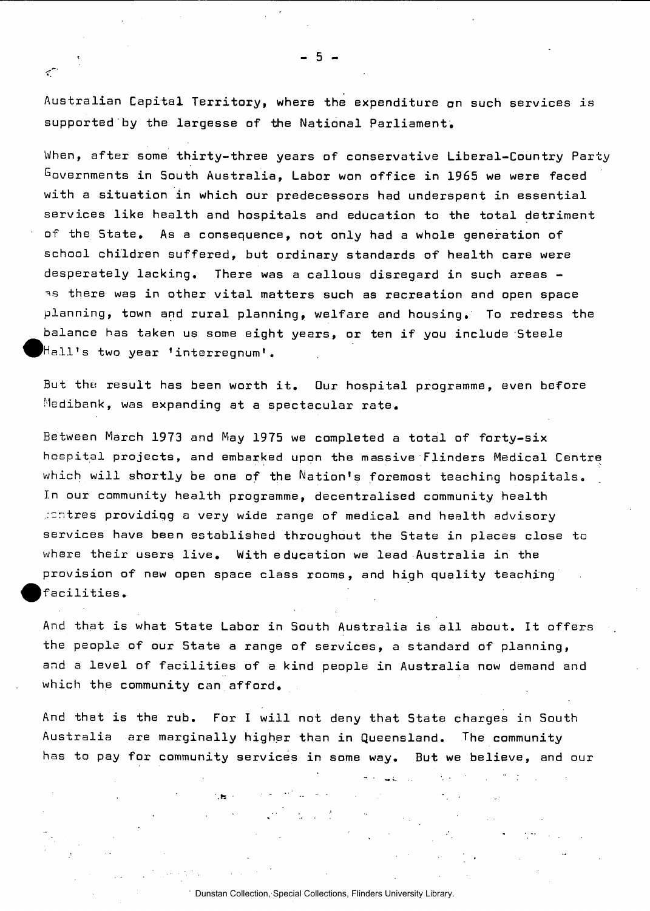Australian Capital Territory, where the expenditure on such services is supported by the largesse of the National Parliament.

When, after some thirty-three years of conservative Liberal-Country Party Governments in South Australia, Labor won office in 1965 we were faced with a situation in which our predecessors had underspent in essential services like health and hospitals and education to the total detriment of the State. As a consequence, not only had a whole generation of school children suffered, but ordinary standards of health care were desperately lacking. There was a callous disregard in such areas - as there was in other vital matters such as recreation and open space planning, town and rural planning, welfare and housing. To redress the balance has taken us some eight years, or ten if you include Steele Hall's two year 'interregnum'.

But the result has been worth it. Our hospital programme, even before Medibank, was expanding at a spectacular rate.

Between March 1973 and May 1975 we completed a total of forty-six hospital projects, and embarked upon the massive Flinders Medical Centre which will shortly be one of the Nation's foremost teaching hospitals. In our community health programme, decentralised community health centres providing a very wide range of medical and health advisory services have been established throughout the State in places close to where their users live. With education we lead Australia in the provision of new open space class rooms, and high quality teaching facilities.

And that is what State Labor in South Australia is all about. It offers the people of our State a range of services, a standard of planning, and a level of facilities of a kind people in Australia now demand and which the community can afford.

And that is the rub. For I will not deny that State charges in South Australia are marginally higher than in Queensland. The community has to pay for community services in some way. But we believe, and our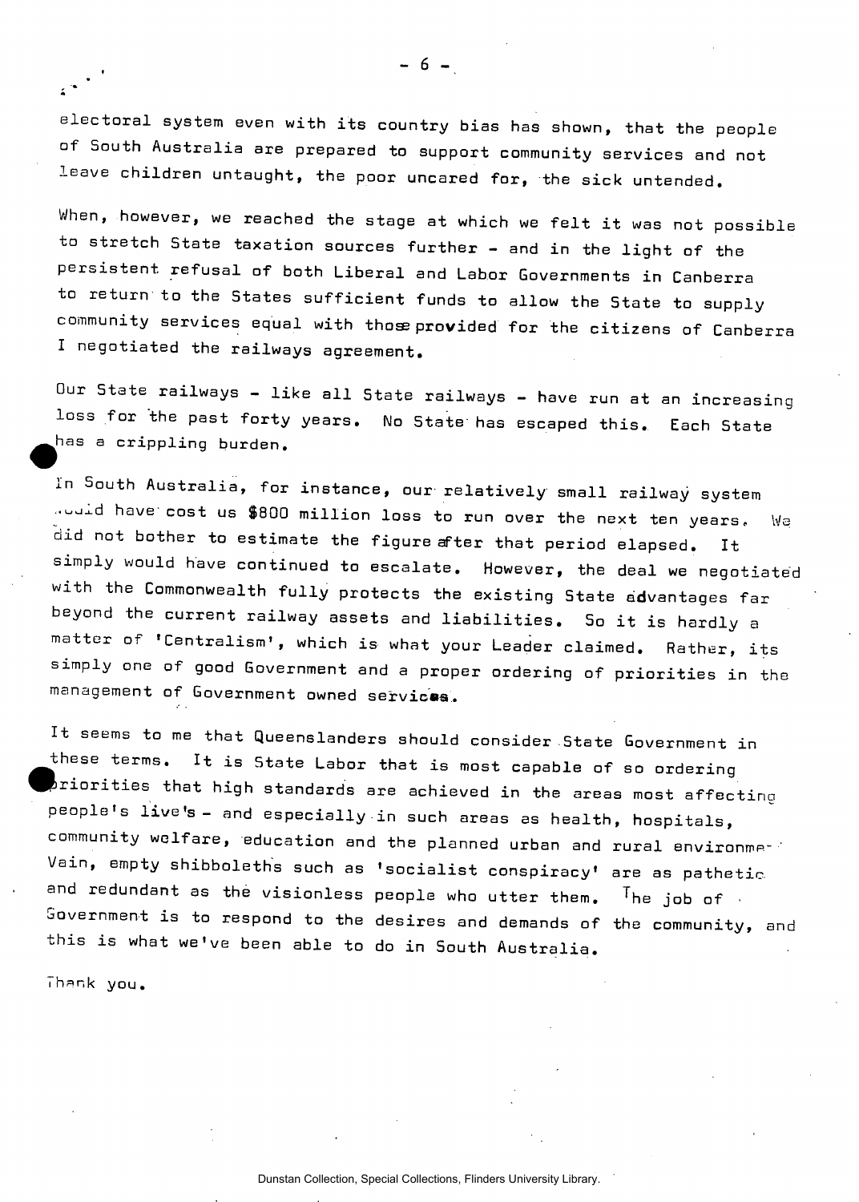electoral system even with its country bias has shown, that the people of South Australia are prepared to support community services and not leave children untaught, the poor uncared for, the sick untended.

When, however, we reached the stage at which we felt it was not possible to stretch State taxation sources further - and in the light of the persistent refusal of both Liberal and Labor Governments in Canberra to return to the States sufficient funds to allow the State to supply community services equal with those provided for the citizens of Canberra I negotiated the railways agreement.

Our State railways - like all State railways - have run at an increasing loss for the past forty years. No State has escaped this. Each State has a crippling burden.

In South Australia, for instance, our relatively small railway system would have cost us $800 million loss to run over the next ten years. We did not bother to estimate the figure after that period elapsed. It simply would have continued to escalate. However, the deal we negotiated with the Commonwealth fully protects the existing State advantages far beyond the current railway assets and liabilities. So it is hardly a matter of 'Centralism', which is what your Leader claimed. Rather, its simply one of good Government and a proper ordering of priorities in the management of Government owned services.

It seems to me that Queenslanders should consider State Government in these terms. It is State Labor that is most capable of so ordering priorities that high standards are achieved in the areas most affecting people's live's - and especially in such areas as health, hospitals, community welfare, education and the planned urban and rural environment. Vain, empty shibboleths such as 'socialist conspiracy' are as pathetic and redundant as the visionless people who utter them. The job of Government is to respond to the desires and demands of the community, and this is what we've been able to do in South Australia.

Thank you.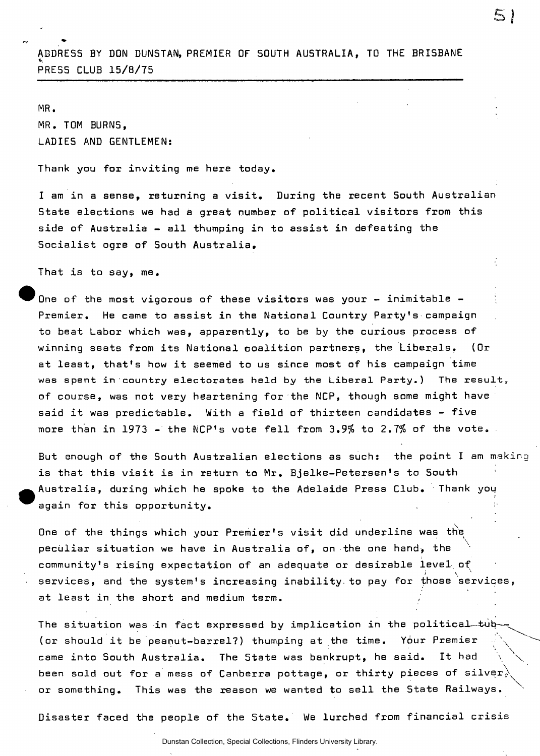ADDRESS BY DON DUNSTAN, PREMIER OF SOUTH AUSTRALIA, TO THE BRISBANE PRESS CLUB 15/8/75

---

MR.
MR. TOM BURNS,
LADIES AND GENTLEMEN:

Thank you for inviting me here today.

I am in a sense, returning a visit. During the recent South Australian State elections we had a great number of political visitors from this side of Australia - all thumping in to assist in defeating the Socialist ogre of South Australia.

That is to say, me.

One of the most vigorous of these visitors was your - inimitable - Premier. He came to assist in the National Country Party's campaign to beat Labor which was, apparently, to be by the curious process of winning seats from its National coalition partners, the Liberals. (Or at least, that's how it seemed to us since most of his campaign time was spent in country electorates held by the Liberal Party.) The result, of course, was not very heartening for the NCP, though some might have said it was predictable. With a field of thirteen candidates - five more than in 1973 - the NCP's vote fell from 3.9% to 2.7% of the vote.

But enough of the South Australian elections as such: the point I am making is that this visit is in return to Mr. Bjelke-Petersen's to South Australia, during which he spoke to the Adelaide Press Club. Thank you again for this opportunity.

One of the things which your Premier's visit did underline was the peculiar situation we have in Australia of, on the one hand, the community's rising expectation of an adequate or desirable level of services, and the system's increasing inability to pay for those services, at least in the short and medium term.

The situation was in fact expressed by implication in the political tub-- (or should it be peanut-barrel?) thumping at the time. Your Premier came into South Australia. The State was bankrupt, he said. It had been sold out for a mess of Canberra pottage, or thirty pieces of silver, or something. This was the reason we wanted to sell the State Railways.

Disaster faced the people of the State. We lurched from financial crisis

Dunstan Collection, Special Collections, Flinders University Library.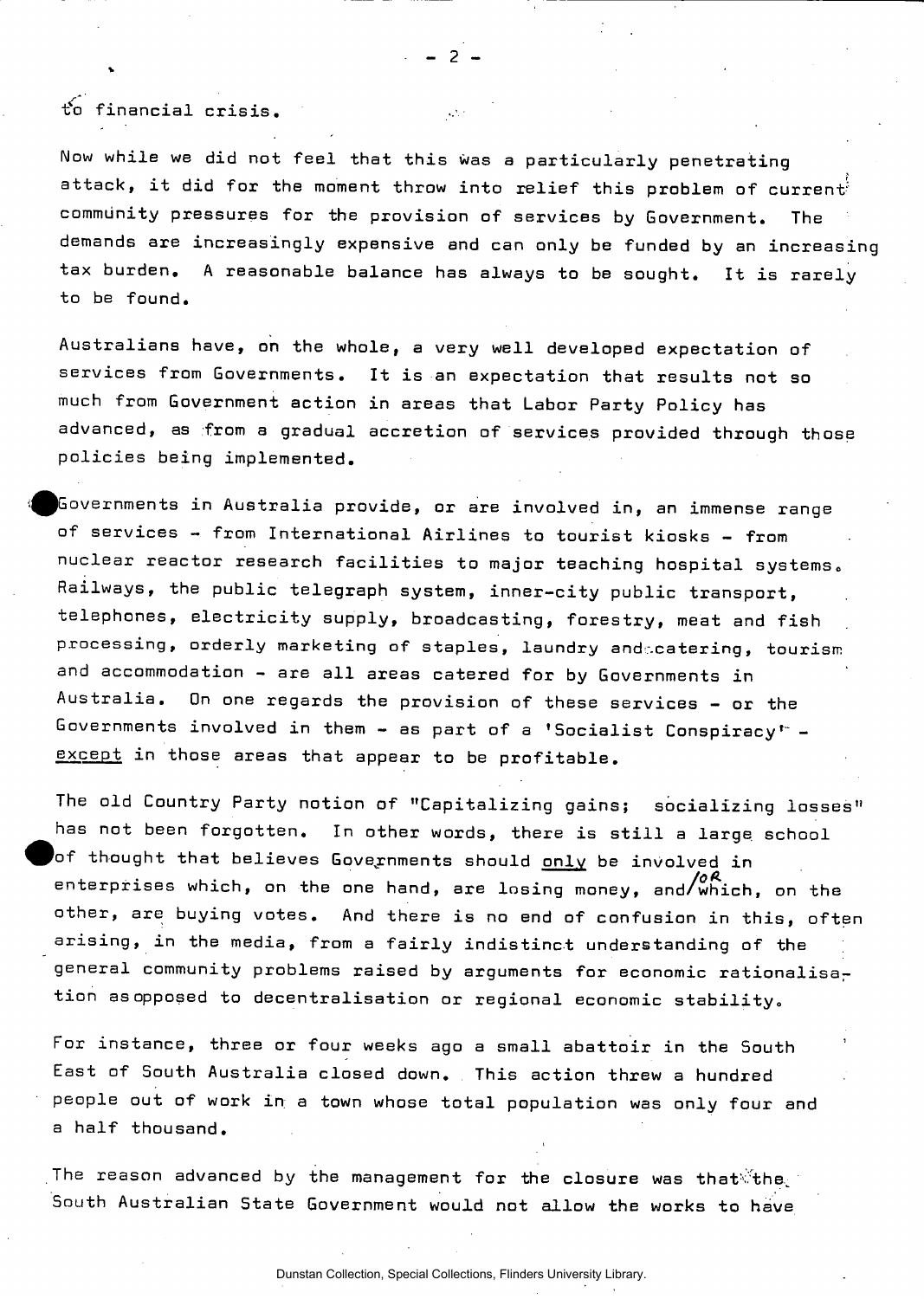to financial crisis.

Now while we did not feel that this was a particularly penetrating attack, it did for the moment throw into relief this problem of current community pressures for the provision of services by Government. The demands are increasingly expensive and can only be funded by an increasing tax burden. A reasonable balance has always to be sought. It is rarely to be found.

Australians have, on the whole, a very well developed expectation of services from Governments. It is an expectation that results not so much from Government action in areas that Labor Party Policy has advanced, as from a gradual accretion of services provided through those policies being implemented.

Governments in Australia provide, or are involved in, an immense range of services - from International Airlines to tourist kiosks - from nuclear reactor research facilities to major teaching hospital systems. Railways, the public telegraph system, inner-city public transport, telephones, electricity supply, broadcasting, forestry, meat and fish processing, orderly marketing of staples, laundry and catering, tourism and accommodation - are all areas catered for by Governments in Australia. On one regards the provision of these services - or the Governments involved in them - as part of a 'Socialist Conspiracy' - <u>except</u> in those areas that appear to be profitable.

The old Country Party notion of "Capitalizing gains; socializing losses" has not been forgotten. In other words, there is still a large school of thought that believes Governments should <u>only</u> be involved in enterprises which, on the one hand, are losing money, and/or which, on the other, are buying votes. And there is no end of confusion in this, often arising, in the media, from a fairly indistinct understanding of the general community problems raised by arguments for economic rationalisation as opposed to decentralisation or regional economic stability.

For instance, three or four weeks ago a small abattoir in the South East of South Australia closed down. This action threw a hundred people out of work in a town whose total population was only four and a half thousand.

The reason advanced by the management for the closure was that the South Australian State Government would not allow the works to have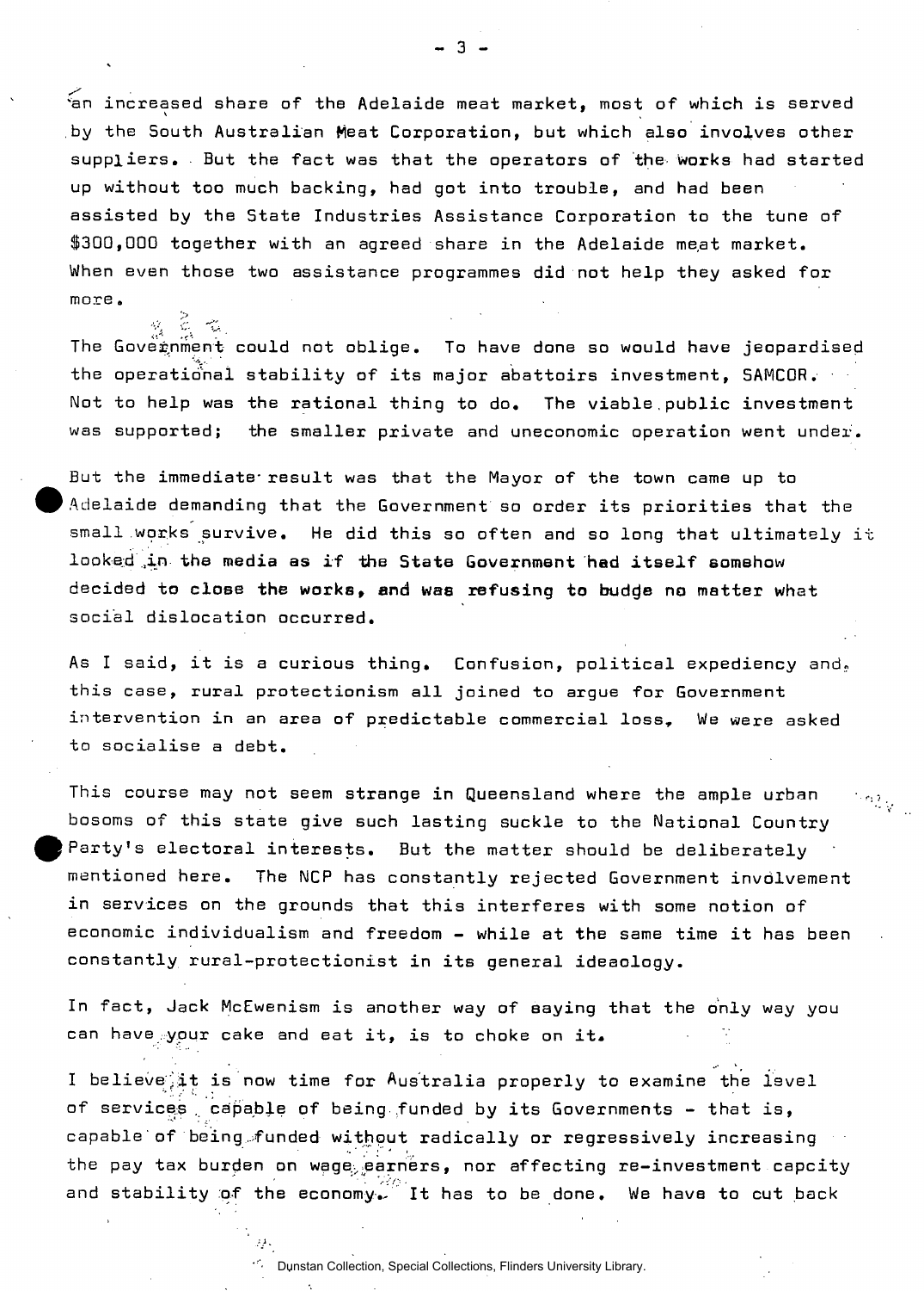an increased share of the Adelaide meat market, most of which is served by the South Australian Meat Corporation, but which also involves other suppliers. But the fact was that the operators of the works had started up without too much backing, had got into trouble, and had been assisted by the State Industries Assistance Corporation to the tune of $300,000 together with an agreed share in the Adelaide meat market. When even those two assistance programmes did not help they asked for more.

The Government could not oblige. To have done so would have jeopardised the operational stability of its major abattoirs investment, SAMCOR. Not to help was the rational thing to do. The viable public investment was supported; the smaller private and uneconomic operation went under.

But the immediate result was that the Mayor of the town came up to Adelaide demanding that the Government so order its priorities that the small works survive. He did this so often and so long that ultimately it looked in the media as if the State Government had itself somehow decided to close the works, and was refusing to budge no matter what social dislocation occurred.

As I said, it is a curious thing. Confusion, political expediency and, this case, rural protectionism all joined to argue for Government intervention in an area of predictable commercial loss. We were asked to socialise a debt.

This course may not seem strange in Queensland where the ample urban bosoms of this state give such lasting suckle to the National Country Party's electoral interests. But the matter should be deliberately mentioned here. The NCP has constantly rejected Government involvement in services on the grounds that this interferes with some notion of economic individualism and freedom - while at the same time it has been constantly rural-protectionist in its general ideaology.

In fact, Jack McEwenism is another way of saying that the only way you can have your cake and eat it, is to choke on it.

I believe it is now time for Australia properly to examine the level of services capable of being funded by its Governments - that is, capable of being funded without radically or regressively increasing the pay tax burden on wage earners, nor affecting re-investment capcity and stability of the economy. It has to be done. We have to cut back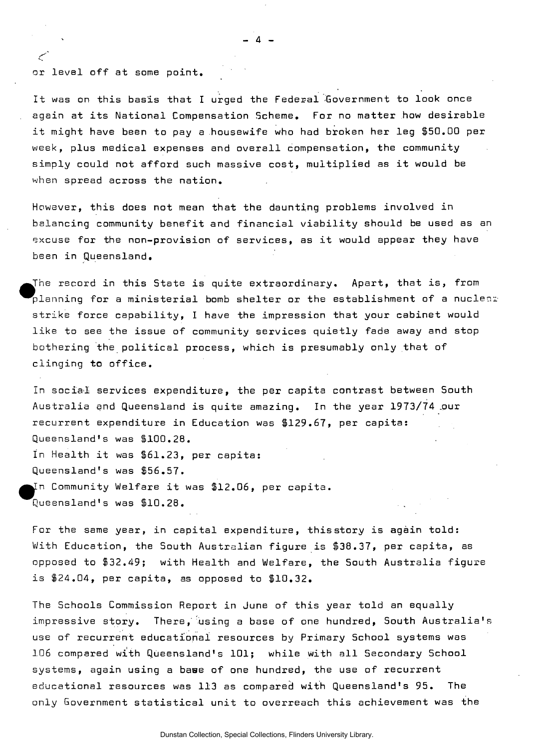or level off at some point.

It was on this basis that I urged the Federal Government to look once again at its National Compensation Scheme. For no matter how desirable it might have been to pay a housewife who had broken her leg $50.00 per week, plus medical expenses and overall compensation, the community simply could not afford such massive cost, multiplied as it would be when spread across the nation.

However, this does not mean that the daunting problems involved in balancing community benefit and financial viability should be used as an excuse for the non-provision of services, as it would appear they have been in Queensland.

The record in this State is quite extraordinary. Apart, that is, from planning for a ministerial bomb shelter or the establishment of a nuclear strike force capability, I have the impression that your cabinet would like to see the issue of community services quietly fade away and stop bothering the political process, which is presumably only that of clinging to office.

In social services expenditure, the per capita contrast between South Australia and Queensland is quite amazing. In the year 1973/74 our recurrent expenditure in Education was $129.67, per capita:
Queensland's was $100.28.
In Health it was $61.23, per capita:
Queensland's was $56.57.
In Community Welfare it was $12.06, per capita.
Queensland's was $10.28.

For the same year, in capital expenditure, thisstory is again told: With Education, the South Australian figure is $38.37, per capita, as opposed to $32.49; with Health and Welfare, the South Australia figure is $24.04, per capita, as opposed to $10.32.

The Schools Commission Report in June of this year told an equally impressive story. There, using a base of one hundred, South Australia's use of recurrent educational resources by Primary School systems was 106 compared with Queensland's 101; while with all Secondary School systems, again using a base of one hundred, the use of recurrent educational resources was 113 as compared with Queensland's 95. The only Government statistical unit to overreach this achievement was the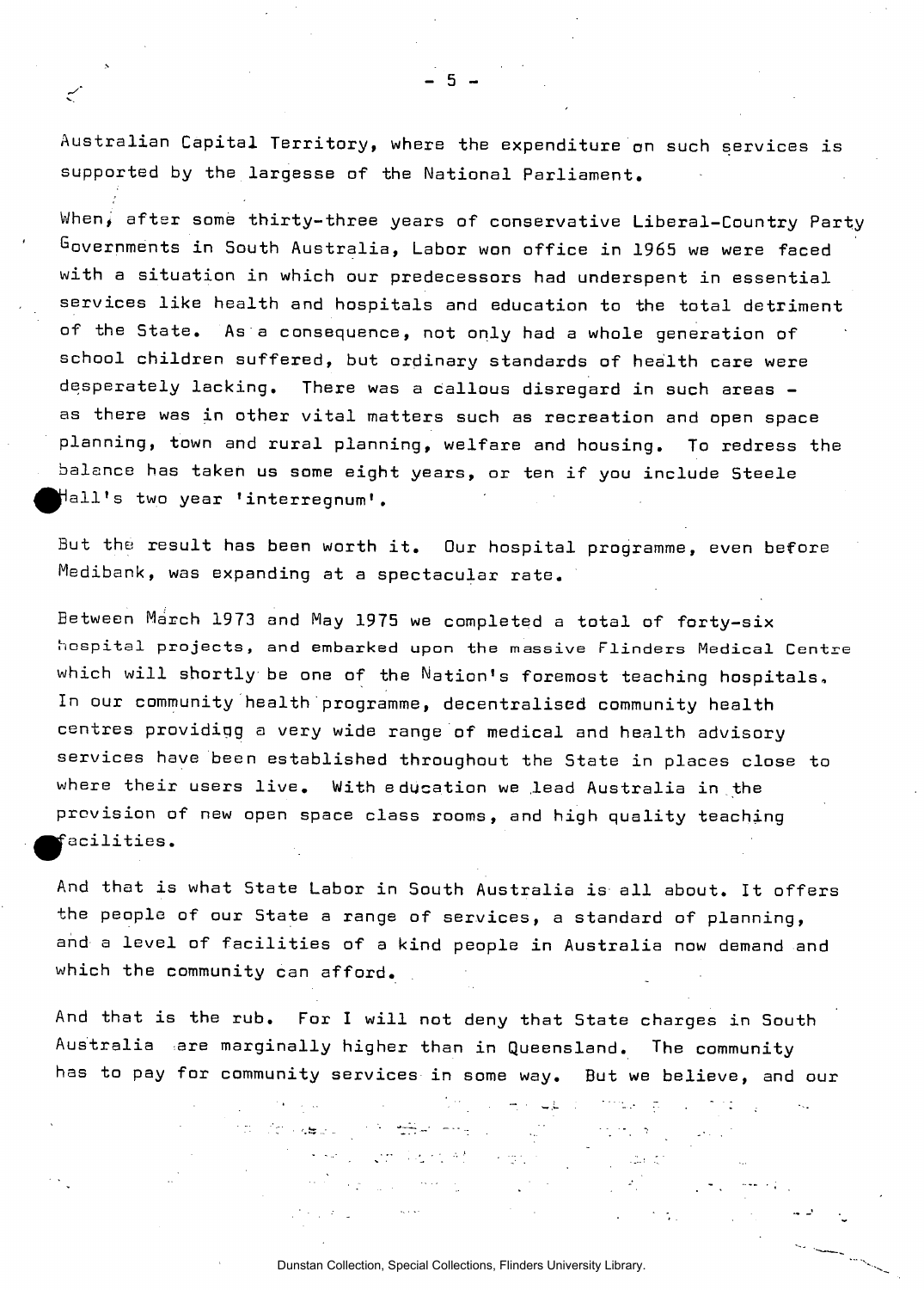Australian Capital Territory, where the expenditure on such services is supported by the largesse of the National Parliament.

When, after some thirty-three years of conservative Liberal-Country Party Governments in South Australia, Labor won office in 1965 we were faced with a situation in which our predecessors had underspent in essential services like health and hospitals and education to the total detriment of the State. As a consequence, not only had a whole generation of school children suffered, but ordinary standards of health care were desperately lacking. There was a callous disregard in such areas - as there was in other vital matters such as recreation and open space planning, town and rural planning, welfare and housing. To redress the balance has taken us some eight years, or ten if you include Steele Hall's two year 'interregnum'.

But the result has been worth it. Our hospital programme, even before Medibank, was expanding at a spectacular rate.

Between March 1973 and May 1975 we completed a total of forty-six hospital projects, and embarked upon the massive Flinders Medical Centre which will shortly be one of the Nation's foremost teaching hospitals. In our community health programme, decentralised community health centres providing a very wide range of medical and health advisory services have been established throughout the State in places close to where their users live. With education we lead Australia in the provision of new open space class rooms, and high quality teaching facilities.

And that is what State Labor in South Australia is all about. It offers the people of our State a range of services, a standard of planning, and a level of facilities of a kind people in Australia now demand and which the community can afford.

And that is the rub. For I will not deny that State charges in South Australia are marginally higher than in Queensland. The community has to pay for community services in some way. But we believe, and our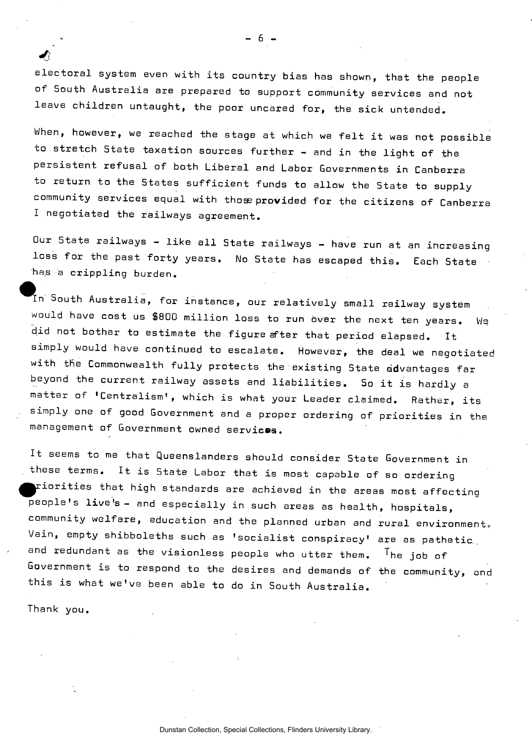electoral system even with its country bias has shown, that the people of South Australia are prepared to support community services and not leave children untaught, the poor uncared for, the sick untended.

When, however, we reached the stage at which we felt it was not possible to stretch State taxation sources further - and in the light of the persistent refusal of both Liberal and Labor Governments in Canberra to return to the States sufficient funds to allow the State to supply community services equal with those provided for the citizens of Canberra I negotiated the railways agreement.

Our State railways - like all State railways - have run at an increasing loss for the past forty years. No State has escaped this. Each State has a crippling burden.

In South Australia, for instance, our relatively small railway system would have cost us $800 million loss to run over the next ten years. We did not bother to estimate the figure after that period elapsed. It simply would have continued to escalate. However, the deal we negotiated with the Commonwealth fully protects the existing State advantages far beyond the current railway assets and liabilities. So it is hardly a matter of 'Centralism', which is what your Leader claimed. Rather, its simply one of good Government and a proper ordering of priorities in the management of Government owned services.

It seems to me that Queenslanders should consider State Government in these terms. It is State Labor that is most capable of so ordering priorities that high standards are achieved in the areas most affecting people's live's - and especially in such areas as health, hospitals, community welfare, education and the planned urban and rural environment. Vain, empty shibboleths such as 'socialist conspiracy' are as pathetic and redundant as the visionless people who utter them. The job of Government is to respond to the desires and demands of the community, and this is what we've been able to do in South Australia.

Thank you.

Dunstan Collection, Special Collections, Flinders University Library.